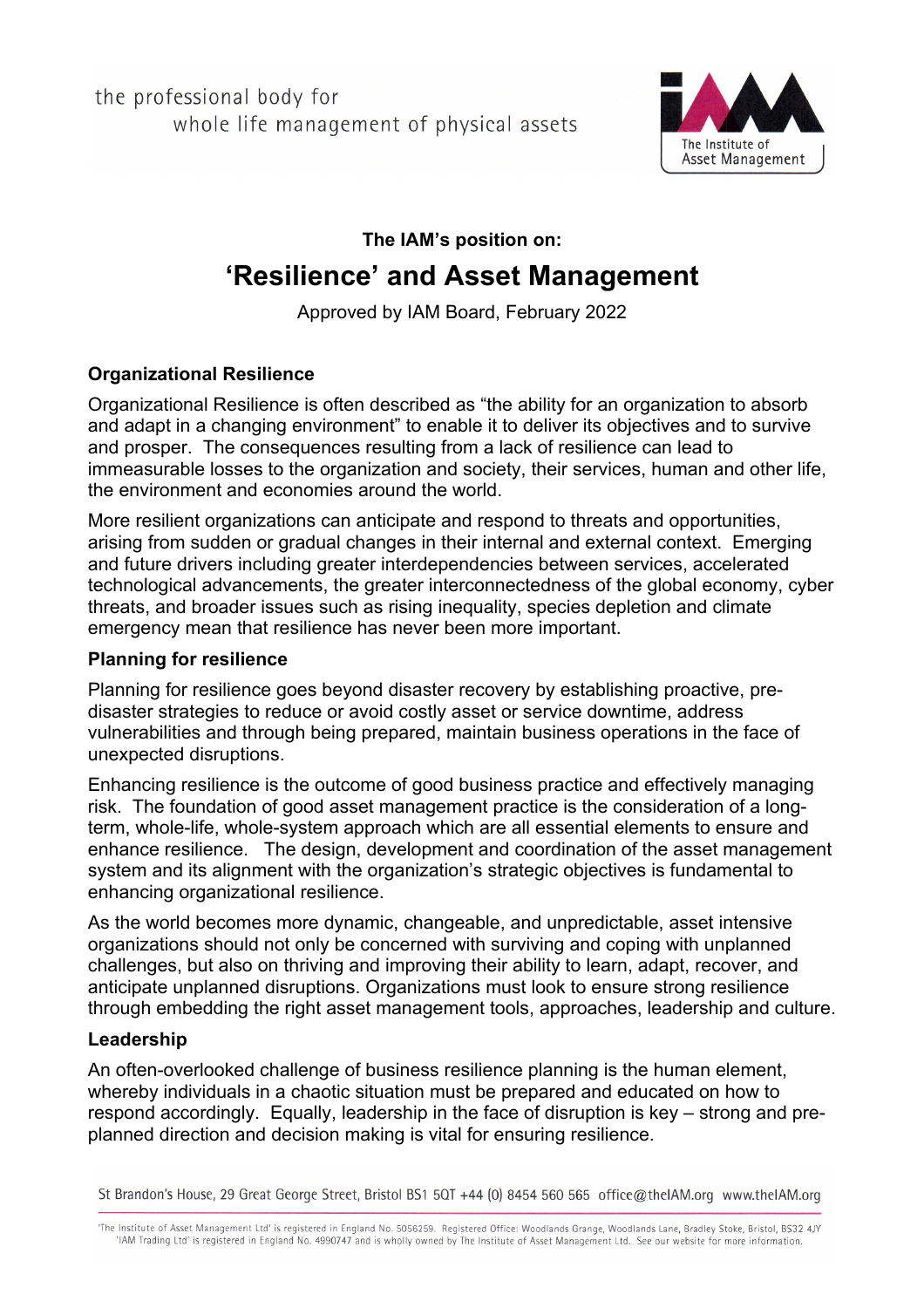the professional body for
whole life management of physical assets

The Institute of Asset Management

**The IAM's position on:**

# 'Resilience' and Asset Management

Approved by IAM Board, February 2022

### Organizational Resilience

Organizational Resilience is often described as "the ability for an organization to absorb and adapt in a changing environment" to enable it to deliver its objectives and to survive and prosper. The consequences resulting from a lack of resilience can lead to immeasurable losses to the organization and society, their services, human and other life, the environment and economies around the world.

More resilient organizations can anticipate and respond to threats and opportunities, arising from sudden or gradual changes in their internal and external context. Emerging and future drivers including greater interdependencies between services, accelerated technological advancements, the greater interconnectedness of the global economy, cyber threats, and broader issues such as rising inequality, species depletion and climate emergency mean that resilience has never been more important.

### Planning for resilience

Planning for resilience goes beyond disaster recovery by establishing proactive, pre-disaster strategies to reduce or avoid costly asset or service downtime, address vulnerabilities and through being prepared, maintain business operations in the face of unexpected disruptions.

Enhancing resilience is the outcome of good business practice and effectively managing risk. The foundation of good asset management practice is the consideration of a long-term, whole-life, whole-system approach which are all essential elements to ensure and enhance resilience. The design, development and coordination of the asset management system and its alignment with the organization's strategic objectives is fundamental to enhancing organizational resilience.

As the world becomes more dynamic, changeable, and unpredictable, asset intensive organizations should not only be concerned with surviving and coping with unplanned challenges, but also on thriving and improving their ability to learn, adapt, recover, and anticipate unplanned disruptions. Organizations must look to ensure strong resilience through embedding the right asset management tools, approaches, leadership and culture.

### Leadership

An often-overlooked challenge of business resilience planning is the human element, whereby individuals in a chaotic situation must be prepared and educated on how to respond accordingly. Equally, leadership in the face of disruption is key – strong and pre-planned direction and decision making is vital for ensuring resilience.

St Brandon's House, 29 Great George Street, Bristol BS1 5QT +44 (0) 8454 560 565 office@theIAM.org www.theIAM.org

'The Institute of Asset Management Ltd' is registered in England No. 5056259. Registered Office: Woodlands Grange, Woodlands Lane, Bradley Stoke, Bristol, BS32 4JY 'IAM Trading Ltd' is registered in England No. 4990747 and is wholly owned by The Institute of Asset Management Ltd. See our website for more information.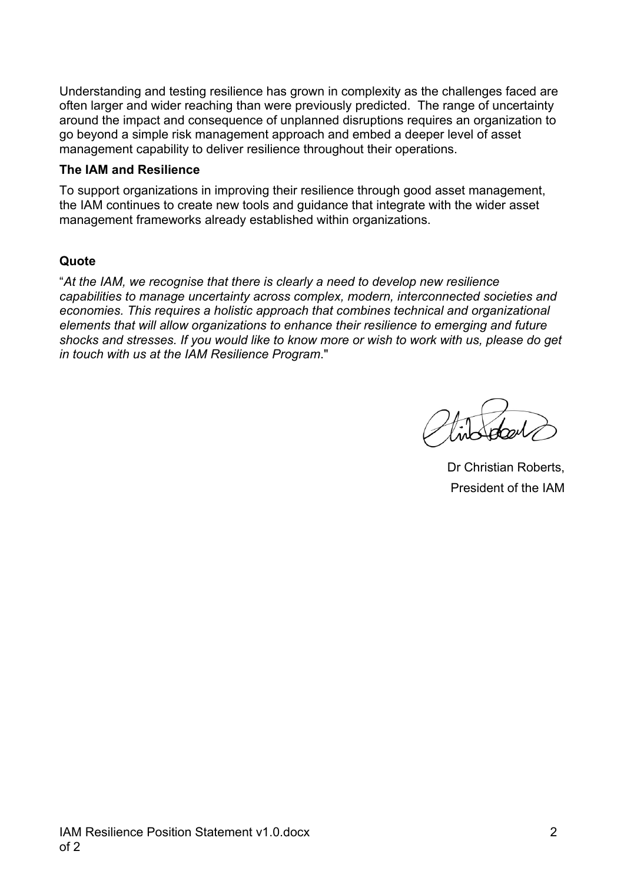Understanding and testing resilience has grown in complexity as the challenges faced are often larger and wider reaching than were previously predicted. The range of uncertainty around the impact and consequence of unplanned disruptions requires an organization to go beyond a simple risk management approach and embed a deeper level of asset management capability to deliver resilience throughout their operations.

**The IAM and Resilience**

To support organizations in improving their resilience through good asset management, the IAM continues to create new tools and guidance that integrate with the wider asset management frameworks already established within organizations.

**Quote**

"*At the IAM, we recognise that there is clearly a need to develop new resilience capabilities to manage uncertainty across complex, modern, interconnected societies and economies. This requires a holistic approach that combines technical and organizational elements that will allow organizations to enhance their resilience to emerging and future shocks and stresses. If you would like to know more or wish to work with us, please do get in touch with us at the IAM Resilience Program*."

Dr Christian Roberts,
President of the IAM